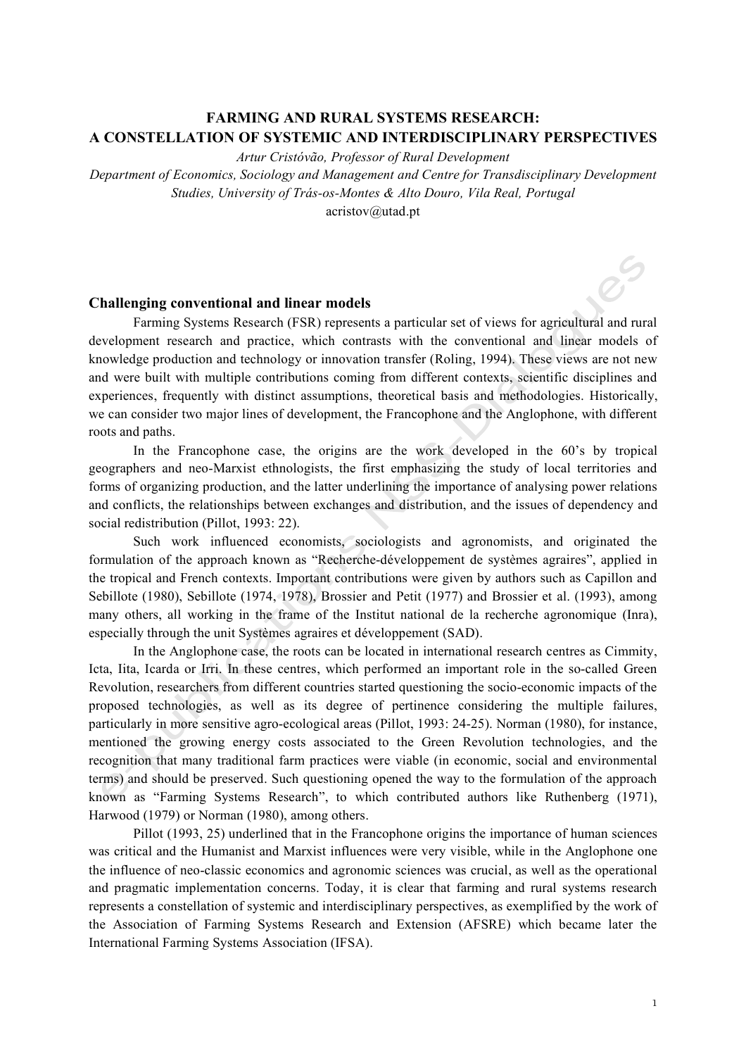# FARMING AND RURAL SYSTEMS RESEARCH:
# A CONSTELLATION OF SYSTEMIC AND INTERDISCIPLINARY PERSPECTIVES

*Artur Cristóvão, Professor of Rural Development*

*Department of Economics, Sociology and Management and Centre for Transdisciplinary Development Studies, University of Trás-os-Montes & Alto Douro, Vila Real, Portugal*

acristov@utad.pt

## Challenging conventional and linear models

Farming Systems Research (FSR) represents a particular set of views for agricultural and rural development research and practice, which contrasts with the conventional and linear models of knowledge production and technology or innovation transfer (Roling, 1994). These views are not new and were built with multiple contributions coming from different contexts, scientific disciplines and experiences, frequently with distinct assumptions, theoretical basis and methodologies. Historically, we can consider two major lines of development, the Francophone and the Anglophone, with different roots and paths.

In the Francophone case, the origins are the work developed in the 60's by tropical geographers and neo-Marxist ethnologists, the first emphasizing the study of local territories and forms of organizing production, and the latter underlining the importance of analysing power relations and conflicts, the relationships between exchanges and distribution, and the issues of dependency and social redistribution (Pillot, 1993: 22).

Such work influenced economists, sociologists and agronomists, and originated the formulation of the approach known as "Recherche-développement de systèmes agraires", applied in the tropical and French contexts. Important contributions were given by authors such as Capillon and Sebillote (1980), Sebillote (1974, 1978), Brossier and Petit (1977) and Brossier et al. (1993), among many others, all working in the frame of the Institut national de la recherche agronomique (Inra), especially through the unit Systèmes agraires et développement (SAD).

In the Anglophone case, the roots can be located in international research centres as Cimmity, Icta, Iita, Icarda or Irri. In these centres, which performed an important role in the so-called Green Revolution, researchers from different countries started questioning the socio-economic impacts of the proposed technologies, as well as its degree of pertinence considering the multiple failures, particularly in more sensitive agro-ecological areas (Pillot, 1993: 24-25). Norman (1980), for instance, mentioned the growing energy costs associated to the Green Revolution technologies, and the recognition that many traditional farm practices were viable (in economic, social and environmental terms) and should be preserved. Such questioning opened the way to the formulation of the approach known as "Farming Systems Research", to which contributed authors like Ruthenberg (1971), Harwood (1979) or Norman (1980), among others.

Pillot (1993, 25) underlined that in the Francophone origins the importance of human sciences was critical and the Humanist and Marxist influences were very visible, while in the Anglophone one the influence of neo-classic economics and agronomic sciences was crucial, as well as the operational and pragmatic implementation concerns. Today, it is clear that farming and rural systems research represents a constellation of systemic and interdisciplinary perspectives, as exemplified by the work of the Association of Farming Systems Research and Extension (AFSRE) which became later the International Farming Systems Association (IFSA).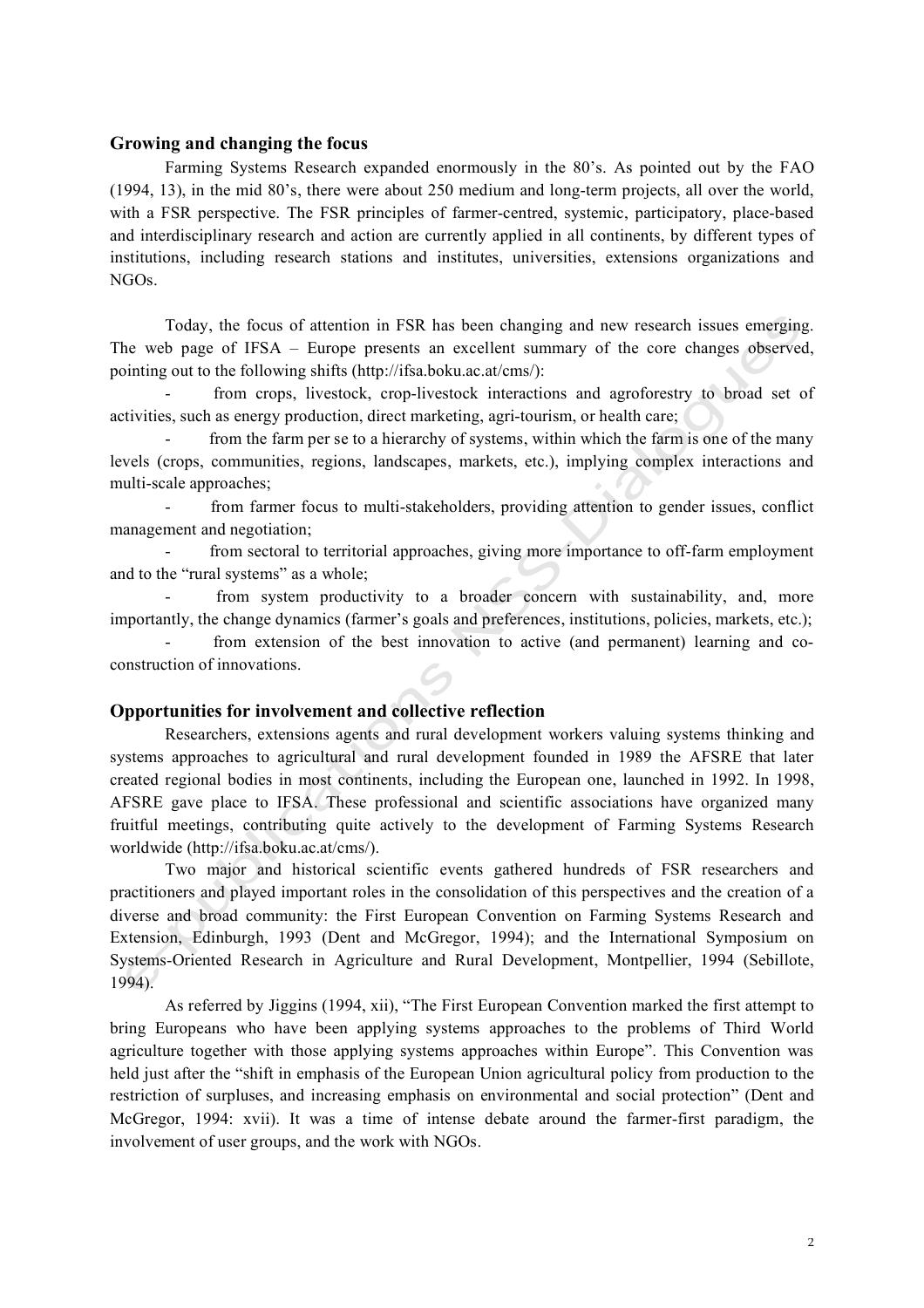## Growing and changing the focus

Farming Systems Research expanded enormously in the 80's. As pointed out by the FAO (1994, 13), in the mid 80's, there were about 250 medium and long-term projects, all over the world, with a FSR perspective. The FSR principles of farmer-centred, systemic, participatory, place-based and interdisciplinary research and action are currently applied in all continents, by different types of institutions, including research stations and institutes, universities, extensions organizations and NGOs.

Today, the focus of attention in FSR has been changing and new research issues emerging. The web page of IFSA – Europe presents an excellent summary of the core changes observed, pointing out to the following shifts (http://ifsa.boku.ac.at/cms/):

- from crops, livestock, crop-livestock interactions and agroforestry to broad set of activities, such as energy production, direct marketing, agri-tourism, or health care;
- from the farm per se to a hierarchy of systems, within which the farm is one of the many levels (crops, communities, regions, landscapes, markets, etc.), implying complex interactions and multi-scale approaches;
- from farmer focus to multi-stakeholders, providing attention to gender issues, conflict management and negotiation;
- from sectoral to territorial approaches, giving more importance to off-farm employment and to the "rural systems" as a whole;
- from system productivity to a broader concern with sustainability, and, more importantly, the change dynamics (farmer's goals and preferences, institutions, policies, markets, etc.);
- from extension of the best innovation to active (and permanent) learning and co-construction of innovations.

## Opportunities for involvement and collective reflection

Researchers, extensions agents and rural development workers valuing systems thinking and systems approaches to agricultural and rural development founded in 1989 the AFSRE that later created regional bodies in most continents, including the European one, launched in 1992. In 1998, AFSRE gave place to IFSA. These professional and scientific associations have organized many fruitful meetings, contributing quite actively to the development of Farming Systems Research worldwide (http://ifsa.boku.ac.at/cms/).

Two major and historical scientific events gathered hundreds of FSR researchers and practitioners and played important roles in the consolidation of this perspectives and the creation of a diverse and broad community: the First European Convention on Farming Systems Research and Extension, Edinburgh, 1993 (Dent and McGregor, 1994); and the International Symposium on Systems-Oriented Research in Agriculture and Rural Development, Montpellier, 1994 (Sebillote, 1994).

As referred by Jiggins (1994, xii), "The First European Convention marked the first attempt to bring Europeans who have been applying systems approaches to the problems of Third World agriculture together with those applying systems approaches within Europe". This Convention was held just after the "shift in emphasis of the European Union agricultural policy from production to the restriction of surpluses, and increasing emphasis on environmental and social protection" (Dent and McGregor, 1994: xvii). It was a time of intense debate around the farmer-first paradigm, the involvement of user groups, and the work with NGOs.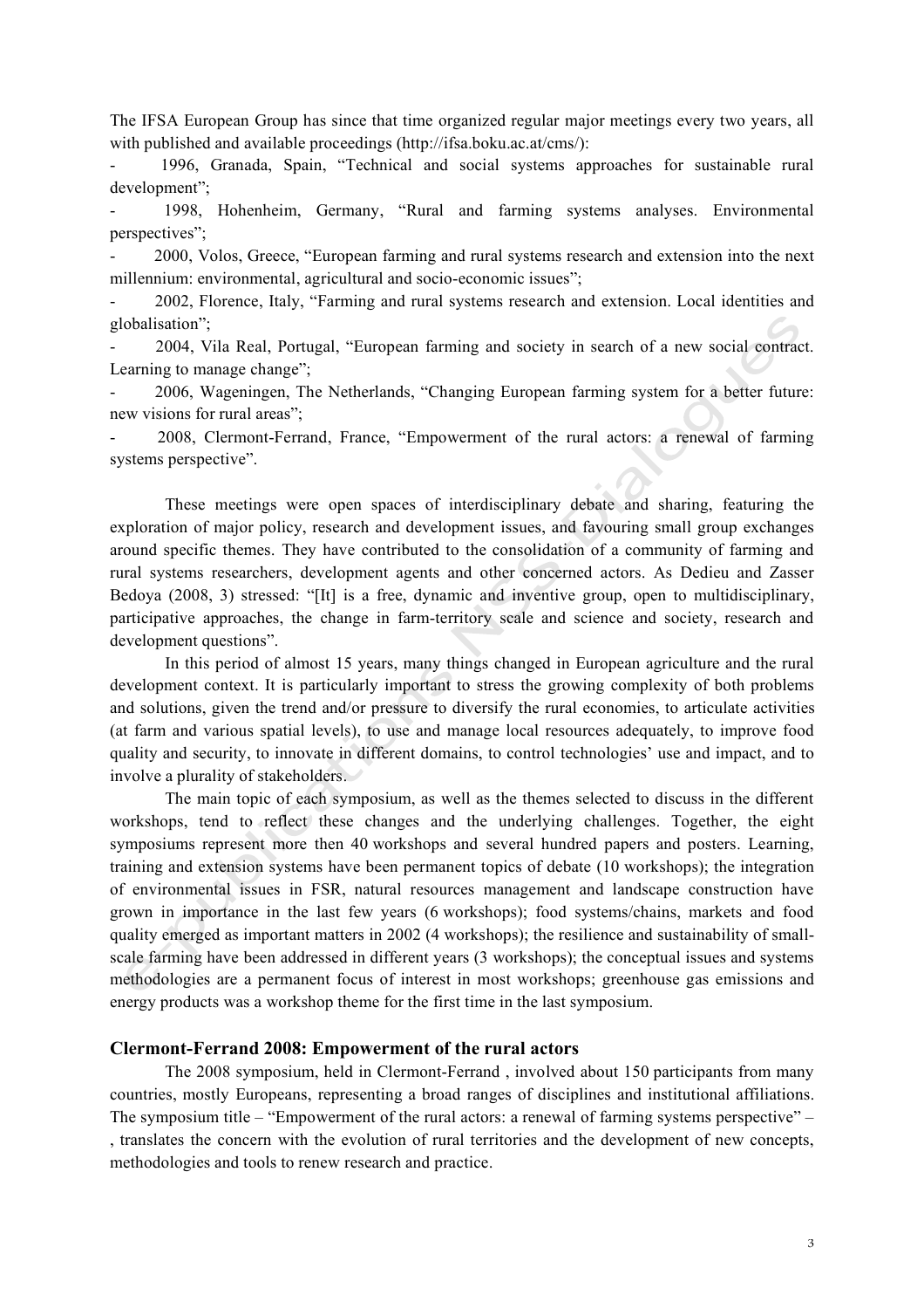The IFSA European Group has since that time organized regular major meetings every two years, all with published and available proceedings (http://ifsa.boku.ac.at/cms/):

- 1996, Granada, Spain, "Technical and social systems approaches for sustainable rural development";
- 1998, Hohenheim, Germany, "Rural and farming systems analyses. Environmental perspectives";
- 2000, Volos, Greece, "European farming and rural systems research and extension into the next millennium: environmental, agricultural and socio-economic issues";
- 2002, Florence, Italy, "Farming and rural systems research and extension. Local identities and globalisation";
- 2004, Vila Real, Portugal, "European farming and society in search of a new social contract. Learning to manage change";
- 2006, Wageningen, The Netherlands, "Changing European farming system for a better future: new visions for rural areas";
- 2008, Clermont-Ferrand, France, "Empowerment of the rural actors: a renewal of farming systems perspective".

These meetings were open spaces of interdisciplinary debate and sharing, featuring the exploration of major policy, research and development issues, and favouring small group exchanges around specific themes. They have contributed to the consolidation of a community of farming and rural systems researchers, development agents and other concerned actors. As Dedieu and Zasser Bedoya (2008, 3) stressed: "[It] is a free, dynamic and inventive group, open to multidisciplinary, participative approaches, the change in farm-territory scale and science and society, research and development questions".

In this period of almost 15 years, many things changed in European agriculture and the rural development context. It is particularly important to stress the growing complexity of both problems and solutions, given the trend and/or pressure to diversify the rural economies, to articulate activities (at farm and various spatial levels), to use and manage local resources adequately, to improve food quality and security, to innovate in different domains, to control technologies' use and impact, and to involve a plurality of stakeholders.

The main topic of each symposium, as well as the themes selected to discuss in the different workshops, tend to reflect these changes and the underlying challenges. Together, the eight symposiums represent more then 40 workshops and several hundred papers and posters. Learning, training and extension systems have been permanent topics of debate (10 workshops); the integration of environmental issues in FSR, natural resources management and landscape construction have grown in importance in the last few years (6 workshops); food systems/chains, markets and food quality emerged as important matters in 2002 (4 workshops); the resilience and sustainability of small-scale farming have been addressed in different years (3 workshops); the conceptual issues and systems methodologies are a permanent focus of interest in most workshops; greenhouse gas emissions and energy products was a workshop theme for the first time in the last symposium.

### Clermont-Ferrand 2008: Empowerment of the rural actors

The 2008 symposium, held in Clermont-Ferrand , involved about 150 participants from many countries, mostly Europeans, representing a broad ranges of disciplines and institutional affiliations. The symposium title – "Empowerment of the rural actors: a renewal of farming systems perspective" – , translates the concern with the evolution of rural territories and the development of new concepts, methodologies and tools to renew research and practice.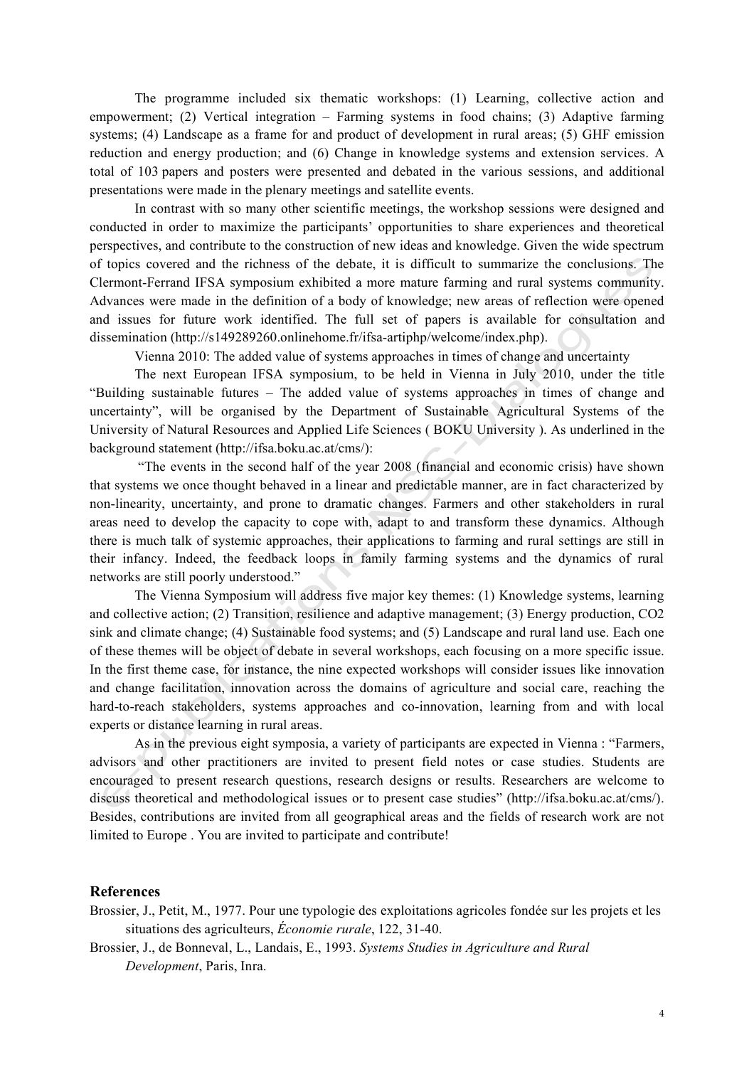The programme included six thematic workshops: (1) Learning, collective action and empowerment; (2) Vertical integration – Farming systems in food chains; (3) Adaptive farming systems; (4) Landscape as a frame for and product of development in rural areas; (5) GHF emission reduction and energy production; and (6) Change in knowledge systems and extension services. A total of 103 papers and posters were presented and debated in the various sessions, and additional presentations were made in the plenary meetings and satellite events.

In contrast with so many other scientific meetings, the workshop sessions were designed and conducted in order to maximize the participants' opportunities to share experiences and theoretical perspectives, and contribute to the construction of new ideas and knowledge. Given the wide spectrum of topics covered and the richness of the debate, it is difficult to summarize the conclusions. The Clermont-Ferrand IFSA symposium exhibited a more mature farming and rural systems community. Advances were made in the definition of a body of knowledge; new areas of reflection were opened and issues for future work identified. The full set of papers is available for consultation and dissemination (http://s149289260.onlinehome.fr/ifsa-artiphp/welcome/index.php).

Vienna 2010: The added value of systems approaches in times of change and uncertainty

The next European IFSA symposium, to be held in Vienna in July 2010, under the title "Building sustainable futures – The added value of systems approaches in times of change and uncertainty", will be organised by the Department of Sustainable Agricultural Systems of the University of Natural Resources and Applied Life Sciences ( BOKU University ). As underlined in the background statement (http://ifsa.boku.ac.at/cms/):

"The events in the second half of the year 2008 (financial and economic crisis) have shown that systems we once thought behaved in a linear and predictable manner, are in fact characterized by non-linearity, uncertainty, and prone to dramatic changes. Farmers and other stakeholders in rural areas need to develop the capacity to cope with, adapt to and transform these dynamics. Although there is much talk of systemic approaches, their applications to farming and rural settings are still in their infancy. Indeed, the feedback loops in family farming systems and the dynamics of rural networks are still poorly understood."

The Vienna Symposium will address five major key themes: (1) Knowledge systems, learning and collective action; (2) Transition, resilience and adaptive management; (3) Energy production, CO2 sink and climate change; (4) Sustainable food systems; and (5) Landscape and rural land use. Each one of these themes will be object of debate in several workshops, each focusing on a more specific issue. In the first theme case, for instance, the nine expected workshops will consider issues like innovation and change facilitation, innovation across the domains of agriculture and social care, reaching the hard-to-reach stakeholders, systems approaches and co-innovation, learning from and with local experts or distance learning in rural areas.

As in the previous eight symposia, a variety of participants are expected in Vienna : "Farmers, advisors and other practitioners are invited to present field notes or case studies. Students are encouraged to present research questions, research designs or results. Researchers are welcome to discuss theoretical and methodological issues or to present case studies" (http://ifsa.boku.ac.at/cms/). Besides, contributions are invited from all geographical areas and the fields of research work are not limited to Europe . You are invited to participate and contribute!

## References

Brossier, J., Petit, M., 1977. Pour une typologie des exploitations agricoles fondée sur les projets et les situations des agriculteurs, *Économie rurale*, 122, 31-40.

Brossier, J., de Bonneval, L., Landais, E., 1993. *Systems Studies in Agriculture and Rural Development*, Paris, Inra.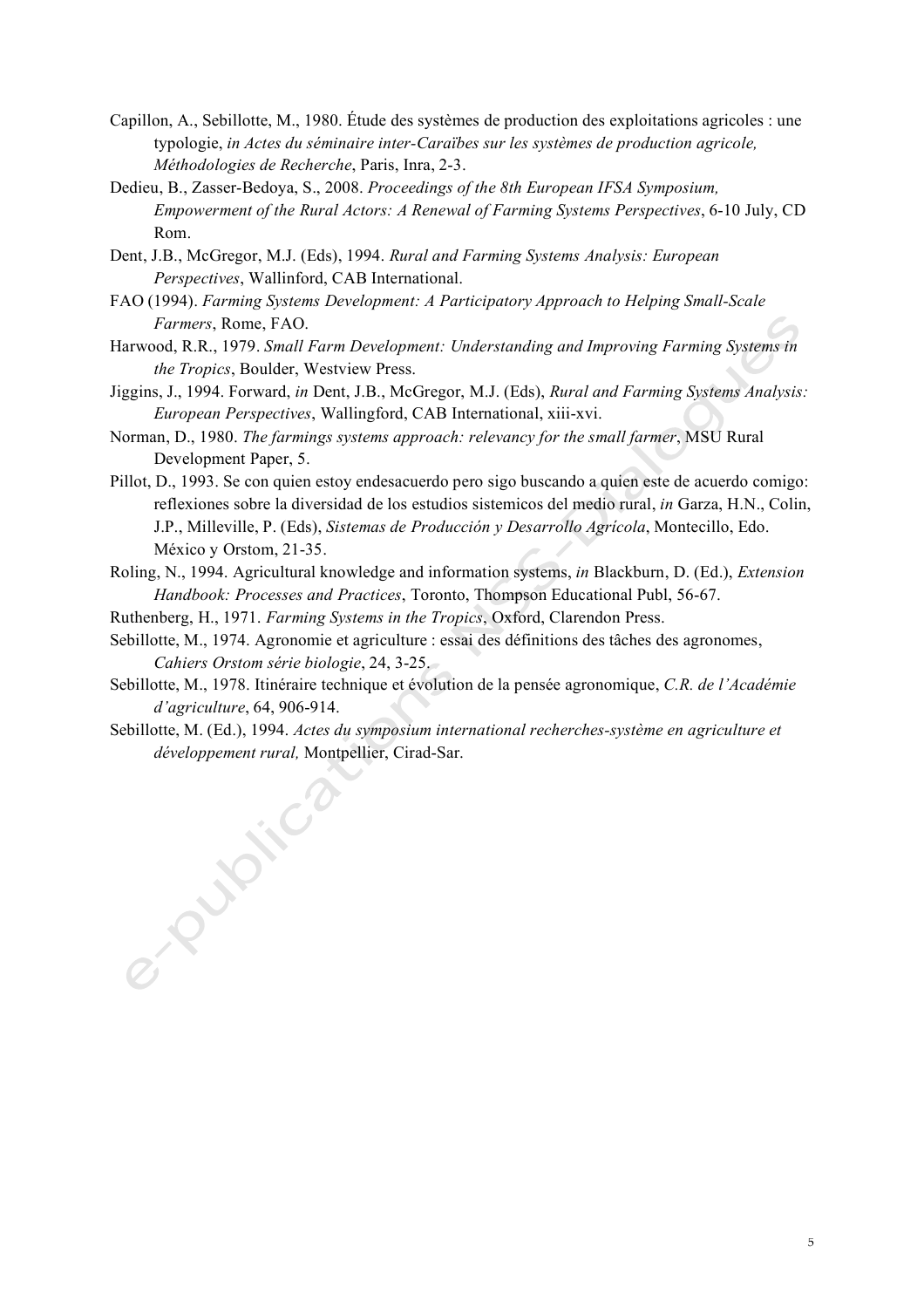Capillon, A., Sebillotte, M., 1980. Étude des systèmes de production des exploitations agricoles : une typologie, *in Actes du séminaire inter-Caraïbes sur les systèmes de production agricole, Méthodologies de Recherche*, Paris, Inra, 2-3.

Dedieu, B., Zasser-Bedoya, S., 2008. *Proceedings of the 8th European IFSA Symposium, Empowerment of the Rural Actors: A Renewal of Farming Systems Perspectives*, 6-10 July, CD Rom.

Dent, J.B., McGregor, M.J. (Eds), 1994. *Rural and Farming Systems Analysis: European Perspectives*, Wallinford, CAB International.

FAO (1994). *Farming Systems Development: A Participatory Approach to Helping Small-Scale Farmers*, Rome, FAO.

Harwood, R.R., 1979. *Small Farm Development: Understanding and Improving Farming Systems in the Tropics*, Boulder, Westview Press.

Jiggins, J., 1994. Forward, *in* Dent, J.B., McGregor, M.J. (Eds), *Rural and Farming Systems Analysis: European Perspectives*, Wallingford, CAB International, xiii-xvi.

Norman, D., 1980. *The farmings systems approach: relevancy for the small farmer*, MSU Rural Development Paper, 5.

Pillot, D., 1993. Se con quien estoy endesacuerdo pero sigo buscando a quien este de acuerdo comigo: reflexiones sobre la diversidad de los estudios sistemicos del medio rural, *in* Garza, H.N., Colin, J.P., Milleville, P. (Eds), *Sistemas de Producción y Desarrollo Agrícola*, Montecillo, Edo. México y Orstom, 21-35.

Roling, N., 1994. Agricultural knowledge and information systems, *in* Blackburn, D. (Ed.), *Extension Handbook: Processes and Practices*, Toronto, Thompson Educational Publ, 56-67.

Ruthenberg, H., 1971. *Farming Systems in the Tropics*, Oxford, Clarendon Press.

Sebillotte, M., 1974. Agronomie et agriculture : essai des définitions des tâches des agronomes, *Cahiers Orstom série biologie*, 24, 3-25.

Sebillotte, M., 1978. Itinéraire technique et évolution de la pensée agronomique, *C.R. de l'Académie d'agriculture*, 64, 906-914.

Sebillotte, M. (Ed.), 1994. *Actes du symposium international recherches-système en agriculture et développement rural,* Montpellier, Cirad-Sar.